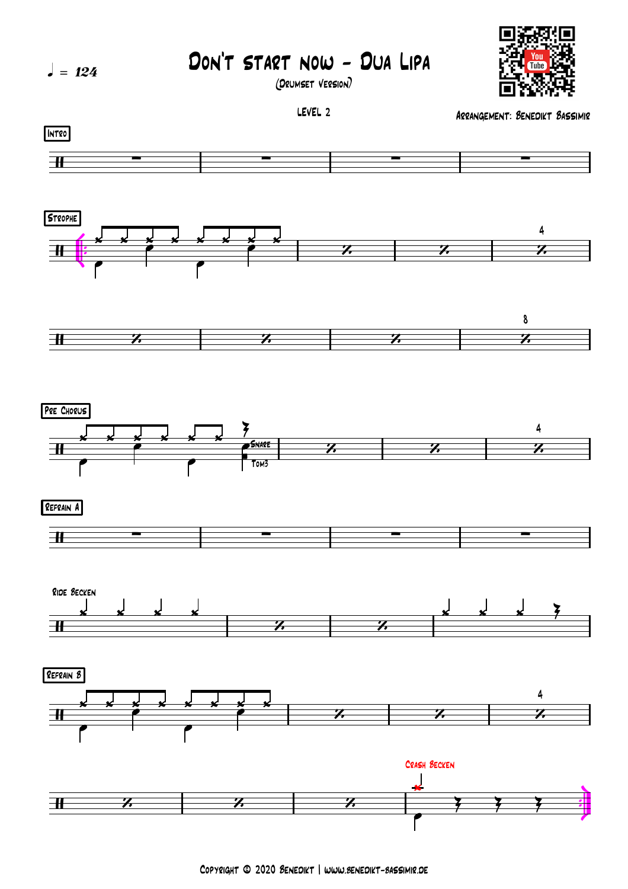♩ = 124

# Don't start now - Dua Lipa

(Drumset Version)

LEVEL 2

Arrangement: Benedikt Bassimir

Intro

Strophe

4

8

Pre Chorus

Snare

Tom3

4

Refrain A

Ride Becken

Refrain B

4

Crash Becken

Copyright © 2020 Benedikt | www.benedikt-bassimir.de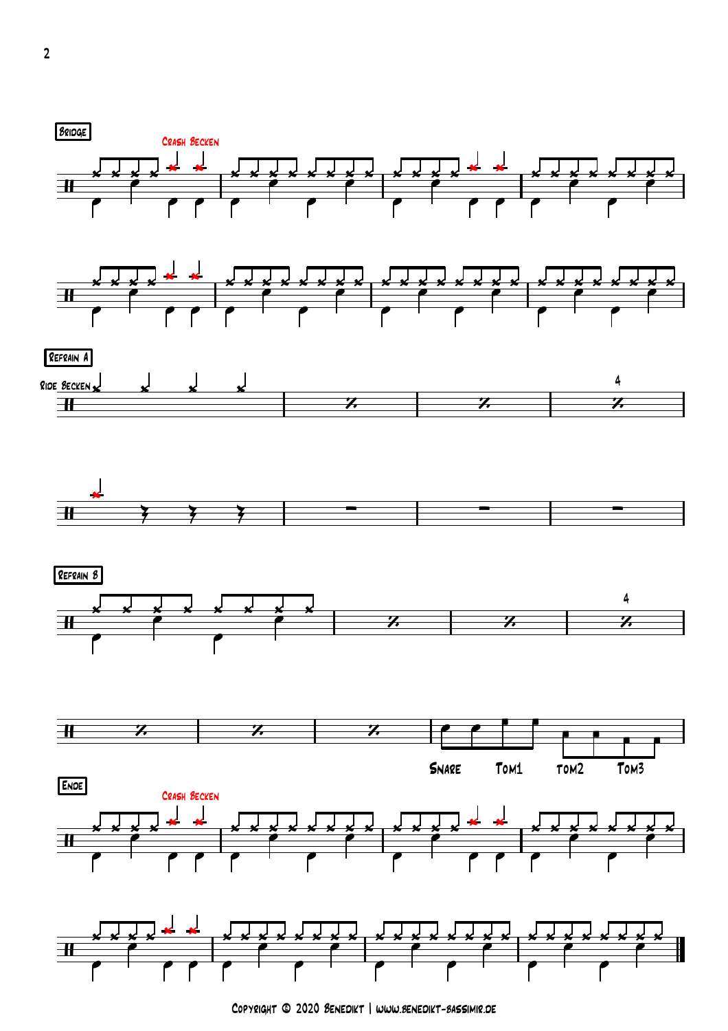Bridge

Crash Becken

Refrain A

Ride Becken

4

Refrain B

4

Snare Tom1 tom2 Tom3

Ende

Crash Becken

Copyright © 2020 Benedikt | www.benedikt-bassimir.de